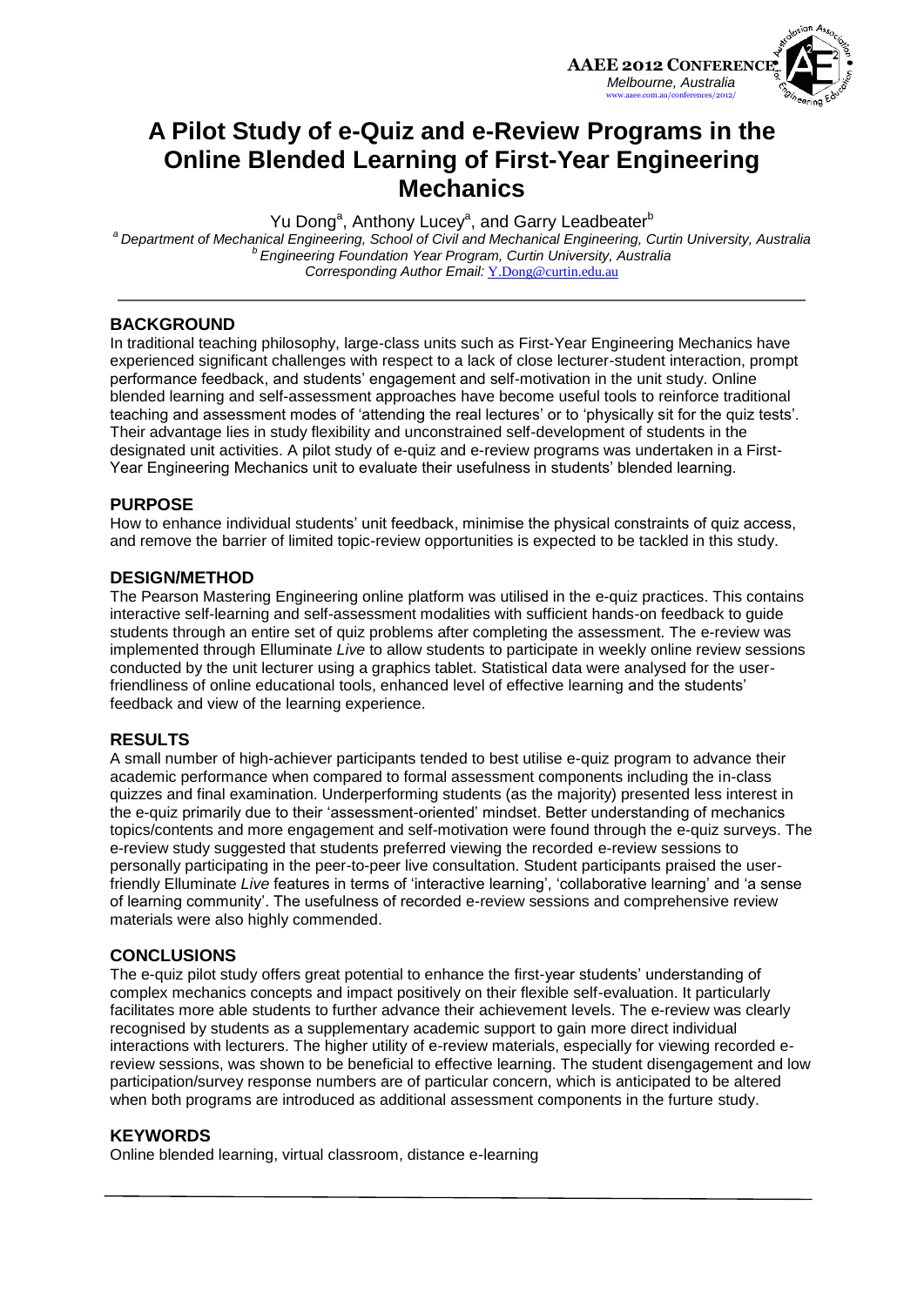# A Pilot Study of e-Quiz and e-Review Programs in the Online Blended Learning of First-Year Engineering Mechanics

Yu Dong[a], Anthony Lucey[a], and Garry Leadbeater[b]

[a] *Department of Mechanical Engineering, School of Civil and Mechanical Engineering, Curtin University, Australia*
[b] *Engineering Foundation Year Program, Curtin University, Australia*
*Corresponding Author Email:* Y.Dong@curtin.edu.au

## BACKGROUND

In traditional teaching philosophy, large-class units such as First-Year Engineering Mechanics have experienced significant challenges with respect to a lack of close lecturer-student interaction, prompt performance feedback, and students' engagement and self-motivation in the unit study. Online blended learning and self-assessment approaches have become useful tools to reinforce traditional teaching and assessment modes of 'attending the real lectures' or to 'physically sit for the quiz tests'. Their advantage lies in study flexibility and unconstrained self-development of students in the designated unit activities. A pilot study of e-quiz and e-review programs was undertaken in a First-Year Engineering Mechanics unit to evaluate their usefulness in students' blended learning.

## PURPOSE

How to enhance individual students' unit feedback, minimise the physical constraints of quiz access, and remove the barrier of limited topic-review opportunities is expected to be tackled in this study.

## DESIGN/METHOD

The Pearson Mastering Engineering online platform was utilised in the e-quiz practices. This contains interactive self-learning and self-assessment modalities with sufficient hands-on feedback to guide students through an entire set of quiz problems after completing the assessment. The e-review was implemented through Elluminate *Live* to allow students to participate in weekly online review sessions conducted by the unit lecturer using a graphics tablet. Statistical data were analysed for the user-friendliness of online educational tools, enhanced level of effective learning and the students' feedback and view of the learning experience.

## RESULTS

A small number of high-achiever participants tended to best utilise e-quiz program to advance their academic performance when compared to formal assessment components including the in-class quizzes and final examination. Underperforming students (as the majority) presented less interest in the e-quiz primarily due to their 'assessment-oriented' mindset. Better understanding of mechanics topics/contents and more engagement and self-motivation were found through the e-quiz surveys. The e-review study suggested that students preferred viewing the recorded e-review sessions to personally participating in the peer-to-peer live consultation. Student participants praised the user-friendly Elluminate *Live* features in terms of 'interactive learning', 'collaborative learning' and 'a sense of learning community'. The usefulness of recorded e-review sessions and comprehensive review materials were also highly commended.

## CONCLUSIONS

The e-quiz pilot study offers great potential to enhance the first-year students' understanding of complex mechanics concepts and impact positively on their flexible self-evaluation. It particularly facilitates more able students to further advance their achievement levels. The e-review was clearly recognised by students as a supplementary academic support to gain more direct individual interactions with lecturers. The higher utility of e-review materials, especially for viewing recorded e-review sessions, was shown to be beneficial to effective learning. The student disengagement and low participation/survey response numbers are of particular concern, which is anticipated to be altered when both programs are introduced as additional assessment components in the furture study.

## KEYWORDS

Online blended learning, virtual classroom, distance e-learning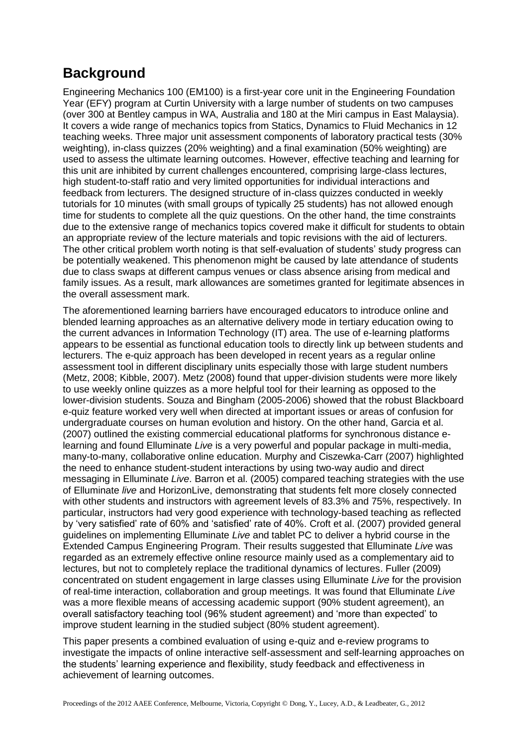## Background

Engineering Mechanics 100 (EM100) is a first-year core unit in the Engineering Foundation Year (EFY) program at Curtin University with a large number of students on two campuses (over 300 at Bentley campus in WA, Australia and 180 at the Miri campus in East Malaysia). It covers a wide range of mechanics topics from Statics, Dynamics to Fluid Mechanics in 12 teaching weeks. Three major unit assessment components of laboratory practical tests (30% weighting), in-class quizzes (20% weighting) and a final examination (50% weighting) are used to assess the ultimate learning outcomes. However, effective teaching and learning for this unit are inhibited by current challenges encountered, comprising large-class lectures, high student-to-staff ratio and very limited opportunities for individual interactions and feedback from lecturers. The designed structure of in-class quizzes conducted in weekly tutorials for 10 minutes (with small groups of typically 25 students) has not allowed enough time for students to complete all the quiz questions. On the other hand, the time constraints due to the extensive range of mechanics topics covered make it difficult for students to obtain an appropriate review of the lecture materials and topic revisions with the aid of lecturers. The other critical problem worth noting is that self-evaluation of students' study progress can be potentially weakened. This phenomenon might be caused by late attendance of students due to class swaps at different campus venues or class absence arising from medical and family issues. As a result, mark allowances are sometimes granted for legitimate absences in the overall assessment mark.

The aforementioned learning barriers have encouraged educators to introduce online and blended learning approaches as an alternative delivery mode in tertiary education owing to the current advances in Information Technology (IT) area. The use of e-learning platforms appears to be essential as functional education tools to directly link up between students and lecturers. The e-quiz approach has been developed in recent years as a regular online assessment tool in different disciplinary units especially those with large student numbers (Metz, 2008; Kibble, 2007). Metz (2008) found that upper-division students were more likely to use weekly online quizzes as a more helpful tool for their learning as opposed to the lower-division students. Souza and Bingham (2005-2006) showed that the robust Blackboard e-quiz feature worked very well when directed at important issues or areas of confusion for undergraduate courses on human evolution and history. On the other hand, Garcia et al. (2007) outlined the existing commercial educational platforms for synchronous distance e-learning and found Elluminate *Live* is a very powerful and popular package in multi-media, many-to-many, collaborative online education. Murphy and Ciszewka-Carr (2007) highlighted the need to enhance student-student interactions by using two-way audio and direct messaging in Elluminate *Live*. Barron et al. (2005) compared teaching strategies with the use of Elluminate *live* and HorizonLive, demonstrating that students felt more closely connected with other students and instructors with agreement levels of 83.3% and 75%, respectively. In particular, instructors had very good experience with technology-based teaching as reflected by 'very satisfied' rate of 60% and 'satisfied' rate of 40%. Croft et al. (2007) provided general guidelines on implementing Elluminate *Live* and tablet PC to deliver a hybrid course in the Extended Campus Engineering Program. Their results suggested that Elluminate *Live* was regarded as an extremely effective online resource mainly used as a complementary aid to lectures, but not to completely replace the traditional dynamics of lectures. Fuller (2009) concentrated on student engagement in large classes using Elluminate *Live* for the provision of real-time interaction, collaboration and group meetings. It was found that Elluminate *Live* was a more flexible means of accessing academic support (90% student agreement), an overall satisfactory teaching tool (96% student agreement) and 'more than expected' to improve student learning in the studied subject (80% student agreement).

This paper presents a combined evaluation of using e-quiz and e-review programs to investigate the impacts of online interactive self-assessment and self-learning approaches on the students' learning experience and flexibility, study feedback and effectiveness in achievement of learning outcomes.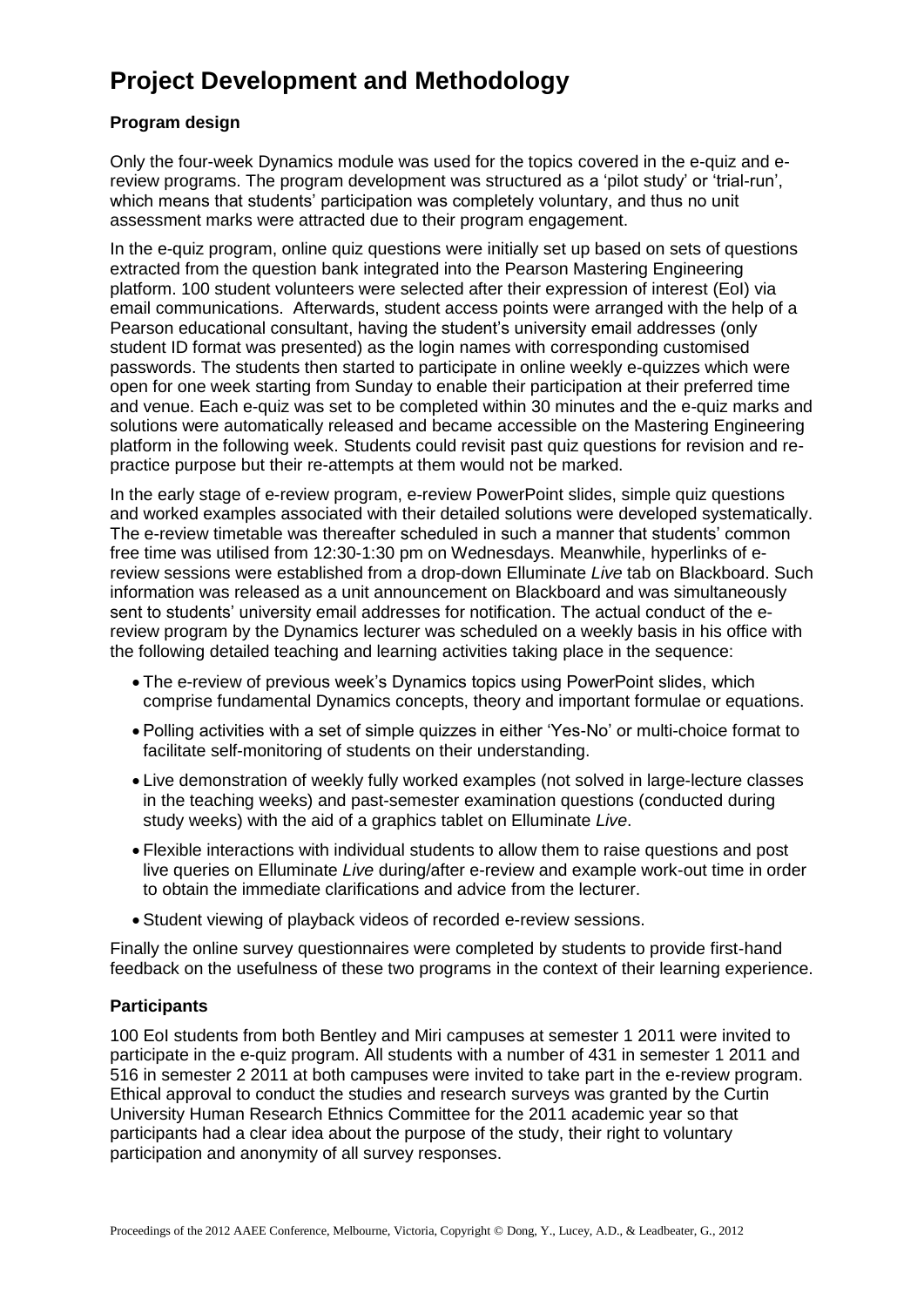# Project Development and Methodology

### Program design

Only the four-week Dynamics module was used for the topics covered in the e-quiz and e-review programs. The program development was structured as a 'pilot study' or 'trial-run', which means that students' participation was completely voluntary, and thus no unit assessment marks were attracted due to their program engagement.

In the e-quiz program, online quiz questions were initially set up based on sets of questions extracted from the question bank integrated into the Pearson Mastering Engineering platform. 100 student volunteers were selected after their expression of interest (EoI) via email communications. Afterwards, student access points were arranged with the help of a Pearson educational consultant, having the student's university email addresses (only student ID format was presented) as the login names with corresponding customised passwords. The students then started to participate in online weekly e-quizzes which were open for one week starting from Sunday to enable their participation at their preferred time and venue. Each e-quiz was set to be completed within 30 minutes and the e-quiz marks and solutions were automatically released and became accessible on the Mastering Engineering platform in the following week. Students could revisit past quiz questions for revision and re-practice purpose but their re-attempts at them would not be marked.

In the early stage of e-review program, e-review PowerPoint slides, simple quiz questions and worked examples associated with their detailed solutions were developed systematically. The e-review timetable was thereafter scheduled in such a manner that students' common free time was utilised from 12:30-1:30 pm on Wednesdays. Meanwhile, hyperlinks of e-review sessions were established from a drop-down Elluminate *Live* tab on Blackboard. Such information was released as a unit announcement on Blackboard and was simultaneously sent to students' university email addresses for notification. The actual conduct of the e-review program by the Dynamics lecturer was scheduled on a weekly basis in his office with the following detailed teaching and learning activities taking place in the sequence:

- The e-review of previous week's Dynamics topics using PowerPoint slides, which comprise fundamental Dynamics concepts, theory and important formulae or equations.
- Polling activities with a set of simple quizzes in either 'Yes-No' or multi-choice format to facilitate self-monitoring of students on their understanding.
- Live demonstration of weekly fully worked examples (not solved in large-lecture classes in the teaching weeks) and past-semester examination questions (conducted during study weeks) with the aid of a graphics tablet on Elluminate *Live*.
- Flexible interactions with individual students to allow them to raise questions and post live queries on Elluminate *Live* during/after e-review and example work-out time in order to obtain the immediate clarifications and advice from the lecturer.
- Student viewing of playback videos of recorded e-review sessions.

Finally the online survey questionnaires were completed by students to provide first-hand feedback on the usefulness of these two programs in the context of their learning experience.

### Participants

100 EoI students from both Bentley and Miri campuses at semester 1 2011 were invited to participate in the e-quiz program. All students with a number of 431 in semester 1 2011 and 516 in semester 2 2011 at both campuses were invited to take part in the e-review program. Ethical approval to conduct the studies and research surveys was granted by the Curtin University Human Research Ethnics Committee for the 2011 academic year so that participants had a clear idea about the purpose of the study, their right to voluntary participation and anonymity of all survey responses.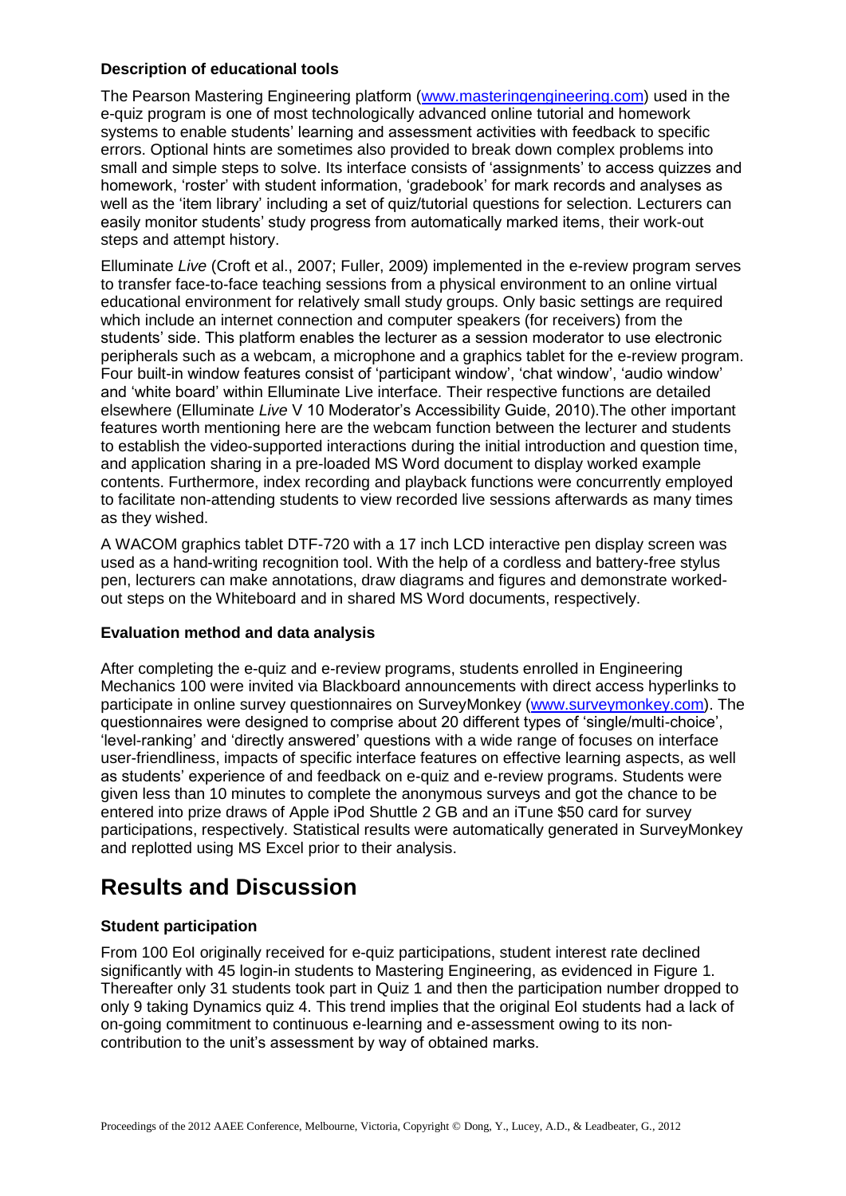### Description of educational tools

The Pearson Mastering Engineering platform (www.masteringengineering.com) used in the e-quiz program is one of most technologically advanced online tutorial and homework systems to enable students' learning and assessment activities with feedback to specific errors. Optional hints are sometimes also provided to break down complex problems into small and simple steps to solve. Its interface consists of 'assignments' to access quizzes and homework, 'roster' with student information, 'gradebook' for mark records and analyses as well as the 'item library' including a set of quiz/tutorial questions for selection. Lecturers can easily monitor students' study progress from automatically marked items, their work-out steps and attempt history.

Elluminate *Live* (Croft et al., 2007; Fuller, 2009) implemented in the e-review program serves to transfer face-to-face teaching sessions from a physical environment to an online virtual educational environment for relatively small study groups. Only basic settings are required which include an internet connection and computer speakers (for receivers) from the students' side. This platform enables the lecturer as a session moderator to use electronic peripherals such as a webcam, a microphone and a graphics tablet for the e-review program. Four built-in window features consist of 'participant window', 'chat window', 'audio window' and 'white board' within Elluminate Live interface. Their respective functions are detailed elsewhere (Elluminate *Live* V 10 Moderator's Accessibility Guide, 2010).The other important features worth mentioning here are the webcam function between the lecturer and students to establish the video-supported interactions during the initial introduction and question time, and application sharing in a pre-loaded MS Word document to display worked example contents. Furthermore, index recording and playback functions were concurrently employed to facilitate non-attending students to view recorded live sessions afterwards as many times as they wished.

A WACOM graphics tablet DTF-720 with a 17 inch LCD interactive pen display screen was used as a hand-writing recognition tool. With the help of a cordless and battery-free stylus pen, lecturers can make annotations, draw diagrams and figures and demonstrate worked-out steps on the Whiteboard and in shared MS Word documents, respectively.

### Evaluation method and data analysis

After completing the e-quiz and e-review programs, students enrolled in Engineering Mechanics 100 were invited via Blackboard announcements with direct access hyperlinks to participate in online survey questionnaires on SurveyMonkey (www.surveymonkey.com). The questionnaires were designed to comprise about 20 different types of 'single/multi-choice', 'level-ranking' and 'directly answered' questions with a wide range of focuses on interface user-friendliness, impacts of specific interface features on effective learning aspects, as well as students' experience of and feedback on e-quiz and e-review programs. Students were given less than 10 minutes to complete the anonymous surveys and got the chance to be entered into prize draws of Apple iPod Shuttle 2 GB and an iTune $50 card for survey participations, respectively. Statistical results were automatically generated in SurveyMonkey and replotted using MS Excel prior to their analysis.

# Results and Discussion

### Student participation

From 100 EoI originally received for e-quiz participations, student interest rate declined significantly with 45 login-in students to Mastering Engineering, as evidenced in Figure 1. Thereafter only 31 students took part in Quiz 1 and then the participation number dropped to only 9 taking Dynamics quiz 4. This trend implies that the original EoI students had a lack of on-going commitment to continuous e-learning and e-assessment owing to its non-contribution to the unit's assessment by way of obtained marks.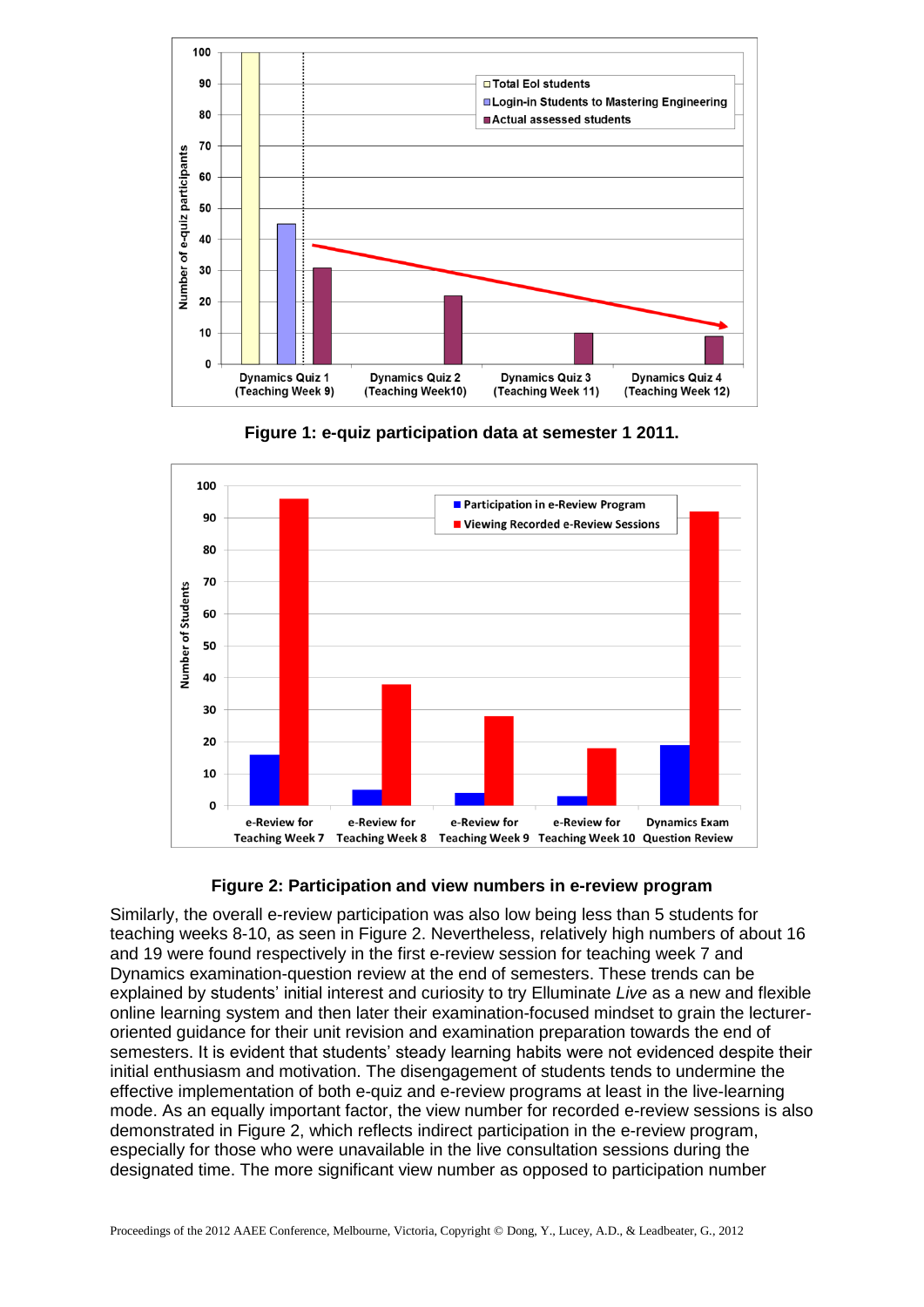**Figure 1: e-quiz participation data at semester 1 2011.**

**Figure 2: Participation and view numbers in e-review program**

Similarly, the overall e-review participation was also low being less than 5 students for teaching weeks 8-10, as seen in Figure 2. Nevertheless, relatively high numbers of about 16 and 19 were found respectively in the first e-review session for teaching week 7 and Dynamics examination-question review at the end of semesters. These trends can be explained by students' initial interest and curiosity to try Elluminate *Live* as a new and flexible online learning system and then later their examination-focused mindset to grain the lecturer-oriented guidance for their unit revision and examination preparation towards the end of semesters. It is evident that students' steady learning habits were not evidenced despite their initial enthusiasm and motivation. The disengagement of students tends to undermine the effective implementation of both e-quiz and e-review programs at least in the live-learning mode. As an equally important factor, the view number for recorded e-review sessions is also demonstrated in Figure 2, which reflects indirect participation in the e-review program, especially for those who were unavailable in the live consultation sessions during the designated time. The more significant view number as opposed to participation number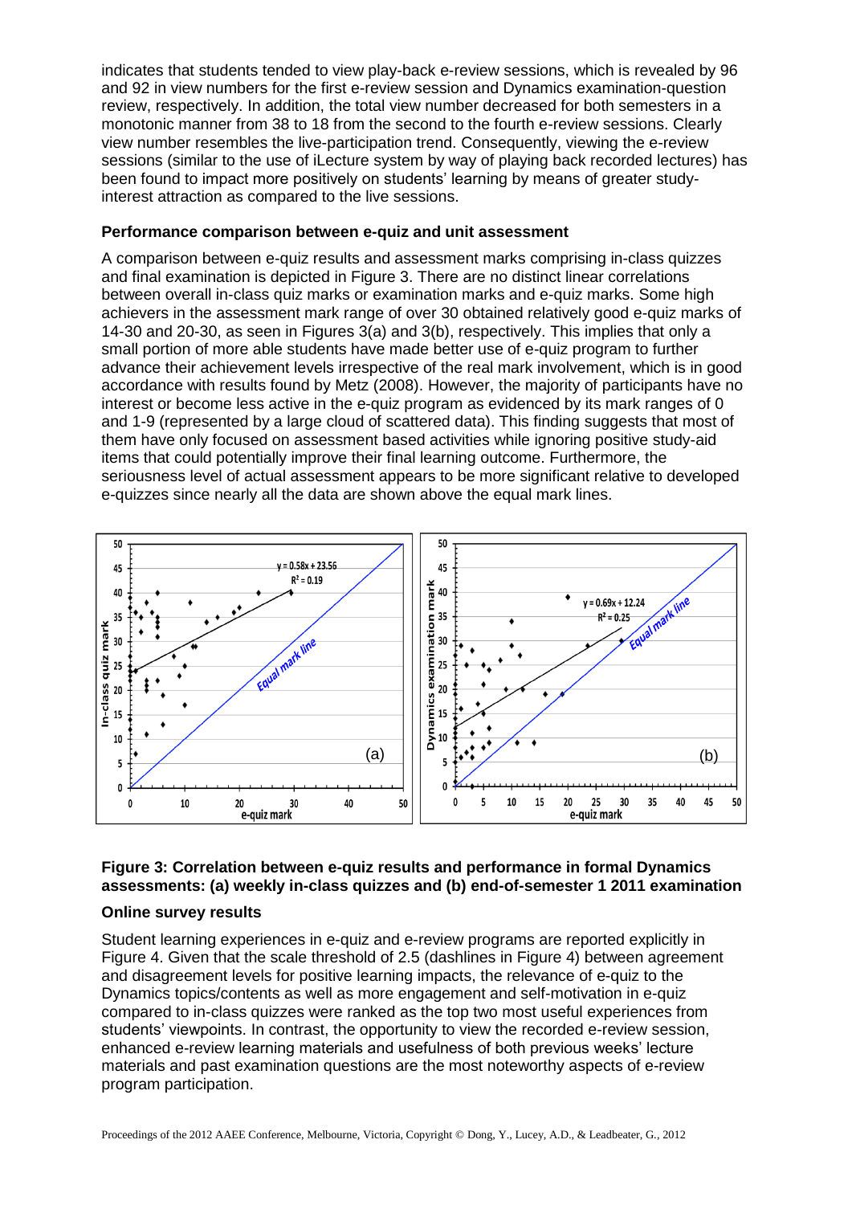indicates that students tended to view play-back e-review sessions, which is revealed by 96 and 92 in view numbers for the first e-review session and Dynamics examination-question review, respectively. In addition, the total view number decreased for both semesters in a monotonic manner from 38 to 18 from the second to the fourth e-review sessions. Clearly view number resembles the live-participation trend. Consequently, viewing the e-review sessions (similar to the use of iLecture system by way of playing back recorded lectures) has been found to impact more positively on students' learning by means of greater study-interest attraction as compared to the live sessions.

**Performance comparison between e-quiz and unit assessment**

A comparison between e-quiz results and assessment marks comprising in-class quizzes and final examination is depicted in Figure 3. There are no distinct linear correlations between overall in-class quiz marks or examination marks and e-quiz marks. Some high achievers in the assessment mark range of over 30 obtained relatively good e-quiz marks of 14-30 and 20-30, as seen in Figures 3(a) and 3(b), respectively. This implies that only a small portion of more able students have made better use of e-quiz program to further advance their achievement levels irrespective of the real mark involvement, which is in good accordance with results found by Metz (2008). However, the majority of participants have no interest or become less active in the e-quiz program as evidenced by its mark ranges of 0 and 1-9 (represented by a large cloud of scattered data). This finding suggests that most of them have only focused on assessment based activities while ignoring positive study-aid items that could potentially improve their final learning outcome. Furthermore, the seriousness level of actual assessment appears to be more significant relative to developed e-quizzes since nearly all the data are shown above the equal mark lines.

**Figure 3: Correlation between e-quiz results and performance in formal Dynamics assessments: (a) weekly in-class quizzes and (b) end-of-semester 1 2011 examination**

**Online survey results**

Student learning experiences in e-quiz and e-review programs are reported explicitly in Figure 4. Given that the scale threshold of 2.5 (dashlines in Figure 4) between agreement and disagreement levels for positive learning impacts, the relevance of e-quiz to the Dynamics topics/contents as well as more engagement and self-motivation in e-quiz compared to in-class quizzes were ranked as the top two most useful experiences from students' viewpoints. In contrast, the opportunity to view the recorded e-review session, enhanced e-review learning materials and usefulness of both previous weeks' lecture materials and past examination questions are the most noteworthy aspects of e-review program participation.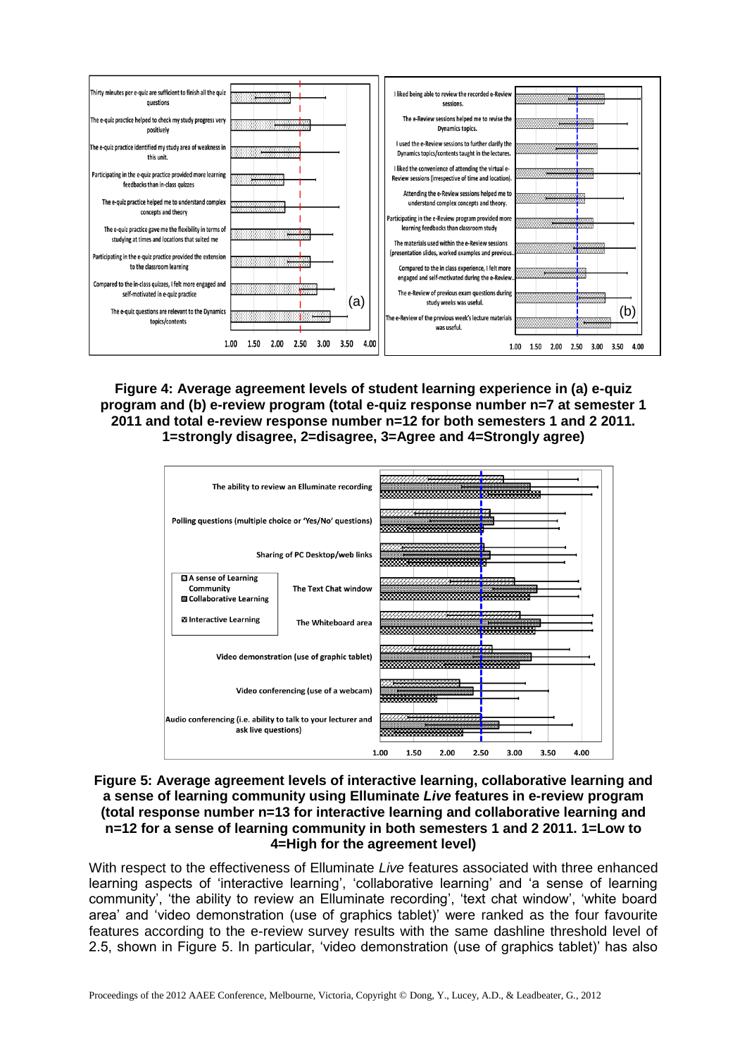**Figure 4: Average agreement levels of student learning experience in (a) e-quiz program and (b) e-review program (total e-quiz response number n=7 at semester 1 2011 and total e-review response number n=12 for both semesters 1 and 2 2011. 1=strongly disagree, 2=disagree, 3=Agree and 4=Strongly agree)**

**Figure 5: Average agreement levels of interactive learning, collaborative learning and a sense of learning community using Elluminate *Live* features in e-review program (total response number n=13 for interactive learning and collaborative learning and n=12 for a sense of learning community in both semesters 1 and 2 2011. 1=Low to 4=High for the agreement level)**

With respect to the effectiveness of Elluminate *Live* features associated with three enhanced learning aspects of 'interactive learning', 'collaborative learning' and 'a sense of learning community', 'the ability to review an Elluminate recording', 'text chat window', 'white board area' and 'video demonstration (use of graphics tablet)' were ranked as the four favourite features according to the e-review survey results with the same dashline threshold level of 2.5, shown in Figure 5. In particular, 'video demonstration (use of graphics tablet)' has also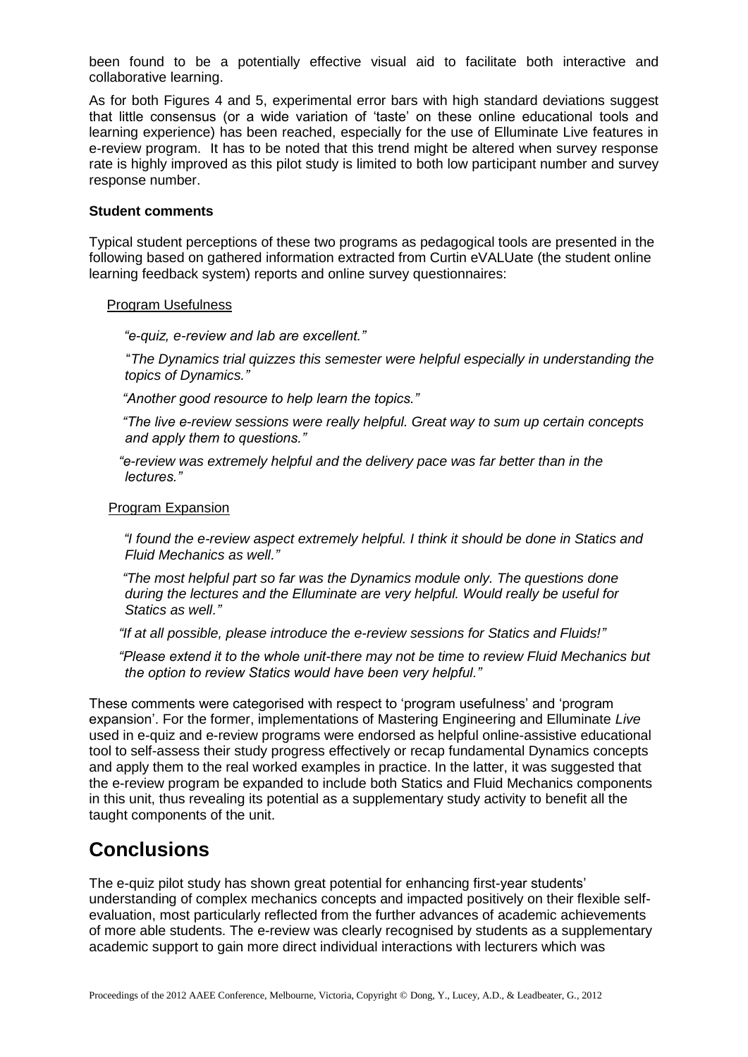been found to be a potentially effective visual aid to facilitate both interactive and collaborative learning.

As for both Figures 4 and 5, experimental error bars with high standard deviations suggest that little consensus (or a wide variation of 'taste' on these online educational tools and learning experience) has been reached, especially for the use of Elluminate Live features in e-review program. It has to be noted that this trend might be altered when survey response rate is highly improved as this pilot study is limited to both low participant number and survey response number.

**Student comments**

Typical student perceptions of these two programs as pedagogical tools are presented in the following based on gathered information extracted from Curtin eVALUate (the student online learning feedback system) reports and online survey questionnaires:

Program Usefulness

*"e-quiz, e-review and lab are excellent."*

"*The Dynamics trial quizzes this semester were helpful especially in understanding the topics of Dynamics."*

*"Another good resource to help learn the topics."*

*"The live e-review sessions were really helpful. Great way to sum up certain concepts and apply them to questions."*

*"e-review was extremely helpful and the delivery pace was far better than in the lectures."*

Program Expansion

*"I found the e-review aspect extremely helpful. I think it should be done in Statics and Fluid Mechanics as well."*

*"The most helpful part so far was the Dynamics module only. The questions done during the lectures and the Elluminate are very helpful. Would really be useful for Statics as well."*

*"If at all possible, please introduce the e-review sessions for Statics and Fluids!"*

*"Please extend it to the whole unit-there may not be time to review Fluid Mechanics but the option to review Statics would have been very helpful."*

These comments were categorised with respect to 'program usefulness' and 'program expansion'. For the former, implementations of Mastering Engineering and Elluminate *Live* used in e-quiz and e-review programs were endorsed as helpful online-assistive educational tool to self-assess their study progress effectively or recap fundamental Dynamics concepts and apply them to the real worked examples in practice. In the latter, it was suggested that the e-review program be expanded to include both Statics and Fluid Mechanics components in this unit, thus revealing its potential as a supplementary study activity to benefit all the taught components of the unit.

# Conclusions

The e-quiz pilot study has shown great potential for enhancing first-year students' understanding of complex mechanics concepts and impacted positively on their flexible self-evaluation, most particularly reflected from the further advances of academic achievements of more able students. The e-review was clearly recognised by students as a supplementary academic support to gain more direct individual interactions with lecturers which was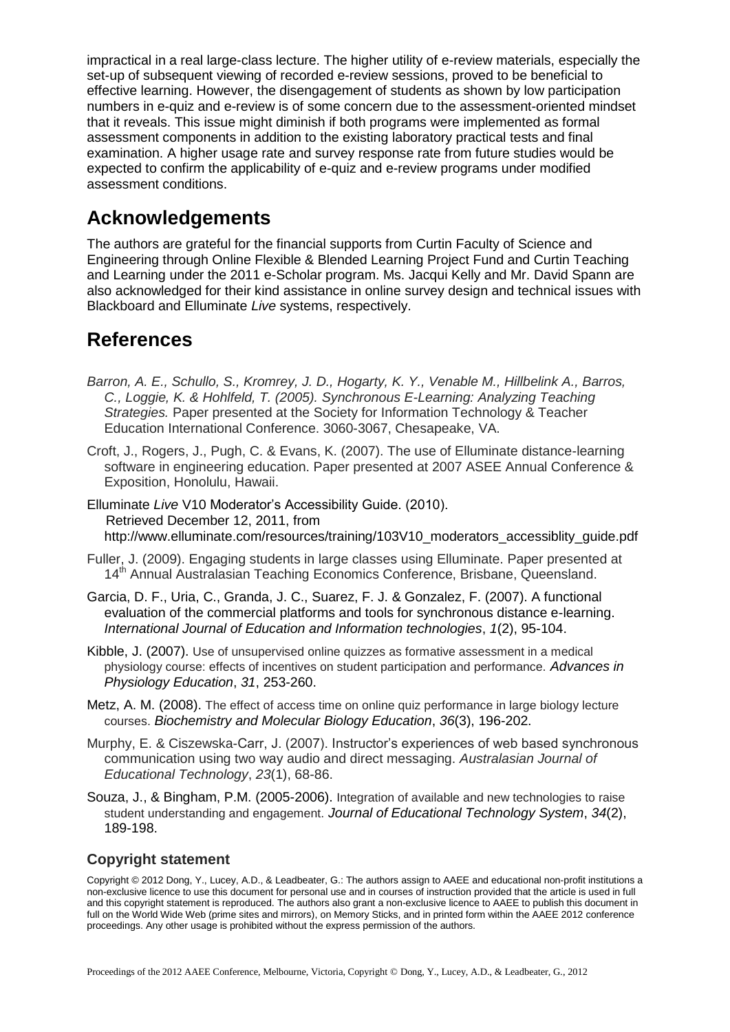impractical in a real large-class lecture. The higher utility of e-review materials, especially the set-up of subsequent viewing of recorded e-review sessions, proved to be beneficial to effective learning. However, the disengagement of students as shown by low participation numbers in e-quiz and e-review is of some concern due to the assessment-oriented mindset that it reveals. This issue might diminish if both programs were implemented as formal assessment components in addition to the existing laboratory practical tests and final examination. A higher usage rate and survey response rate from future studies would be expected to confirm the applicability of e-quiz and e-review programs under modified assessment conditions.

## Acknowledgements

The authors are grateful for the financial supports from Curtin Faculty of Science and Engineering through Online Flexible & Blended Learning Project Fund and Curtin Teaching and Learning under the 2011 e-Scholar program. Ms. Jacqui Kelly and Mr. David Spann are also acknowledged for their kind assistance in online survey design and technical issues with Blackboard and Elluminate *Live* systems, respectively.

## References

*Barron, A. E., Schullo, S., Kromrey, J. D., Hogarty, K. Y., Venable M., Hillbelink A., Barros, C., Loggie, K. & Hohlfeld, T. (2005). Synchronous E-Learning: Analyzing Teaching Strategies.* Paper presented at the Society for Information Technology & Teacher Education International Conference. 3060-3067, Chesapeake, VA.

Croft, J., Rogers, J., Pugh, C. & Evans, K. (2007). The use of Elluminate distance-learning software in engineering education. Paper presented at 2007 ASEE Annual Conference & Exposition, Honolulu, Hawaii.

Elluminate *Live* V10 Moderator's Accessibility Guide. (2010). Retrieved December 12, 2011, from http://www.elluminate.com/resources/training/103V10_moderators_accessiblity_guide.pdf

Fuller, J. (2009). Engaging students in large classes using Elluminate. Paper presented at 14th Annual Australasian Teaching Economics Conference, Brisbane, Queensland.

Garcia, D. F., Uria, C., Granda, J. C., Suarez, F. J. & Gonzalez, F. (2007). A functional evaluation of the commercial platforms and tools for synchronous distance e-learning. *International Journal of Education and Information technologies*, *1*(2), 95-104.

Kibble, J. (2007). Use of unsupervised online quizzes as formative assessment in a medical physiology course: effects of incentives on student participation and performance. *Advances in Physiology Education*, *31*, 253-260.

Metz, A. M. (2008). The effect of access time on online quiz performance in large biology lecture courses. *Biochemistry and Molecular Biology Education*, *36*(3), 196-202.

Murphy, E. & Ciszewska-Carr, J. (2007). Instructor's experiences of web based synchronous communication using two way audio and direct messaging. *Australasian Journal of Educational Technology*, *23*(1), 68-86.

Souza, J., & Bingham, P.M. (2005-2006). Integration of available and new technologies to raise student understanding and engagement. *Journal of Educational Technology System*, *34*(2), 189-198.

### Copyright statement

Copyright © 2012 Dong, Y., Lucey, A.D., & Leadbeater, G.: The authors assign to AAEE and educational non-profit institutions a non-exclusive licence to use this document for personal use and in courses of instruction provided that the article is used in full and this copyright statement is reproduced. The authors also grant a non-exclusive licence to AAEE to publish this document in full on the World Wide Web (prime sites and mirrors), on Memory Sticks, and in printed form within the AAEE 2012 conference proceedings. Any other usage is prohibited without the express permission of the authors.